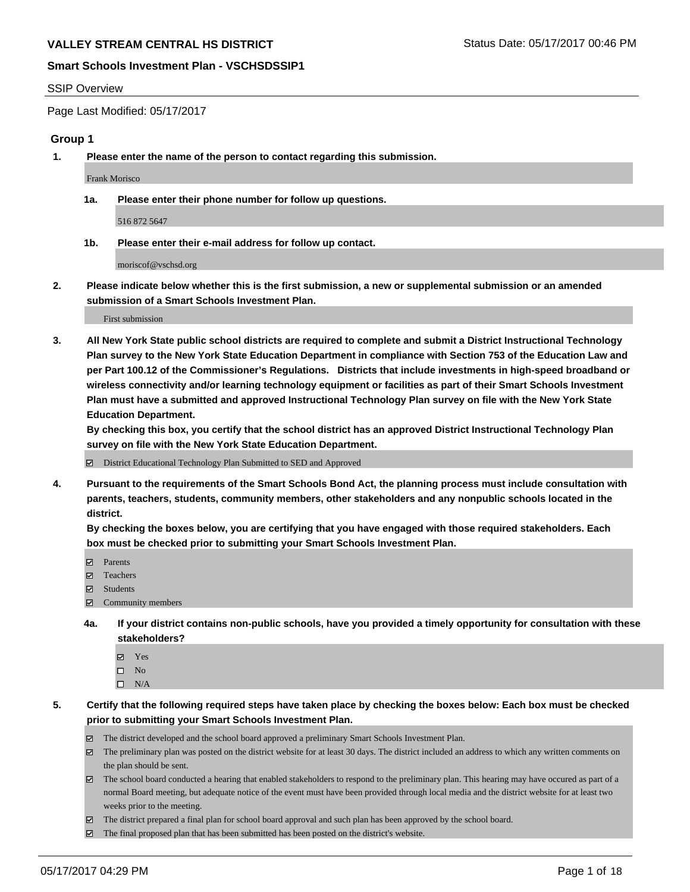# VALLEY STREAM CENTRAL HS DISTRICT

Status Date: 05/17/2017 00:46 PM

## Smart Schools Investment Plan - VSCHSDSSIP1

SSIP Overview

Page Last Modified: 05/17/2017

### Group 1

**1. Please enter the name of the person to contact regarding this submission.**

Frank Morisco

**1a. Please enter their phone number for follow up questions.**

516 872 5647

**1b. Please enter their e-mail address for follow up contact.**

moriscof@vschsd.org

**2. Please indicate below whether this is the first submission, a new or supplemental submission or an amended submission of a Smart Schools Investment Plan.**

First submission

**3. All New York State public school districts are required to complete and submit a District Instructional Technology Plan survey to the New York State Education Department in compliance with Section 753 of the Education Law and per Part 100.12 of the Commissioner's Regulations. Districts that include investments in high-speed broadband or wireless connectivity and/or learning technology equipment or facilities as part of their Smart Schools Investment Plan must have a submitted and approved Instructional Technology Plan survey on file with the New York State Education Department.**
**By checking this box, you certify that the school district has an approved District Instructional Technology Plan survey on file with the New York State Education Department.**

☑ District Educational Technology Plan Submitted to SED and Approved

**4. Pursuant to the requirements of the Smart Schools Bond Act, the planning process must include consultation with parents, teachers, students, community members, other stakeholders and any nonpublic schools located in the district.**
**By checking the boxes below, you are certifying that you have engaged with those required stakeholders. Each box must be checked prior to submitting your Smart Schools Investment Plan.**

☑ Parents
☑ Teachers
☑ Students
☑ Community members

**4a. If your district contains non-public schools, have you provided a timely opportunity for consultation with these stakeholders?**

☑ Yes
☐ No
☐ N/A

**5. Certify that the following required steps have taken place by checking the boxes below: Each box must be checked prior to submitting your Smart Schools Investment Plan.**

☑ The district developed and the school board approved a preliminary Smart Schools Investment Plan.
☑ The preliminary plan was posted on the district website for at least 30 days. The district included an address to which any written comments on the plan should be sent.
☑ The school board conducted a hearing that enabled stakeholders to respond to the preliminary plan. This hearing may have occured as part of a normal Board meeting, but adequate notice of the event must have been provided through local media and the district website for at least two weeks prior to the meeting.
☑ The district prepared a final plan for school board approval and such plan has been approved by the school board.
☑ The final proposed plan that has been submitted has been posted on the district's website.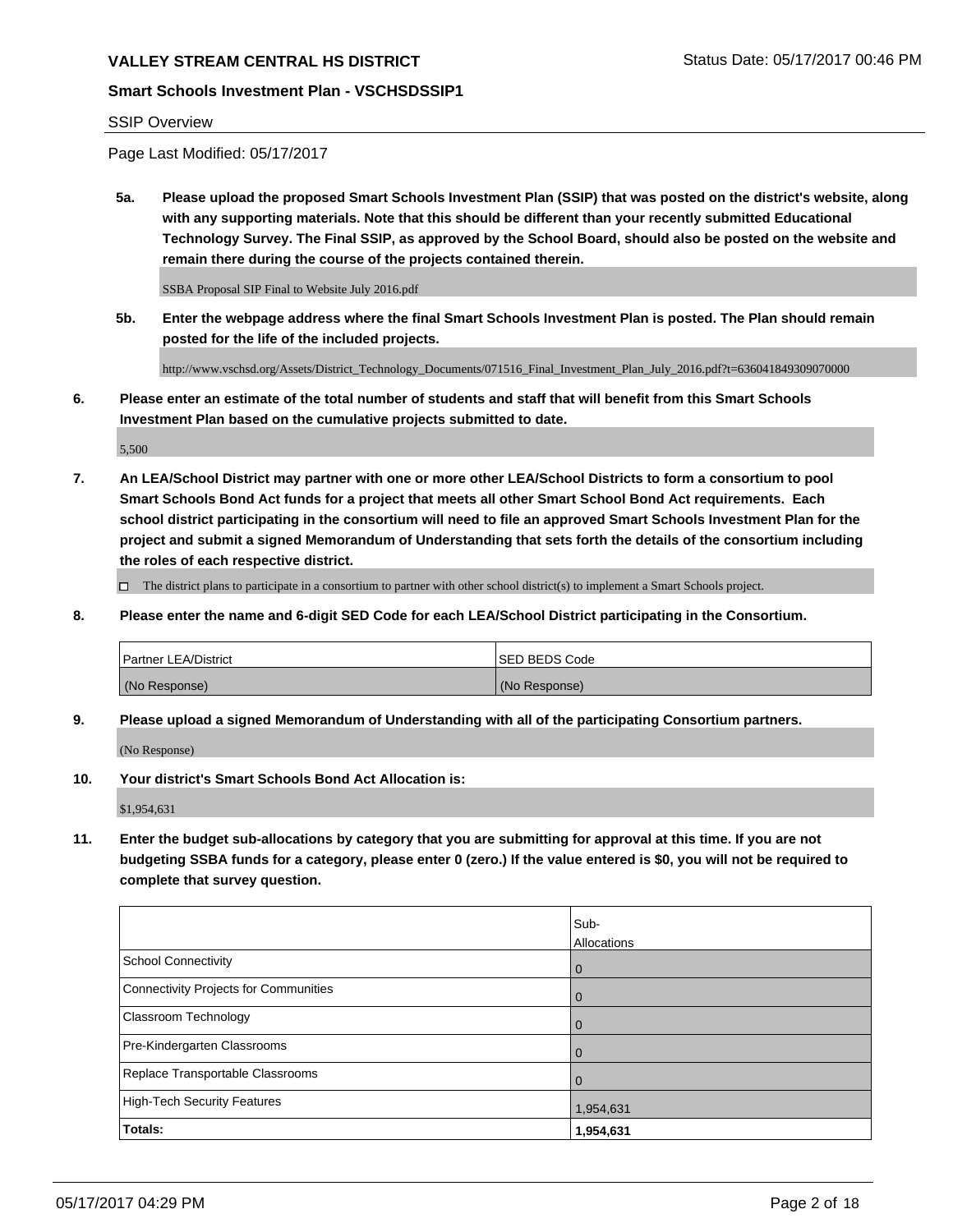SSIP Overview

Page Last Modified: 05/17/2017

**5a. Please upload the proposed Smart Schools Investment Plan (SSIP) that was posted on the district's website, along with any supporting materials. Note that this should be different than your recently submitted Educational Technology Survey. The Final SSIP, as approved by the School Board, should also be posted on the website and remain there during the course of the projects contained therein.**

SSBA Proposal SIP Final to Website July 2016.pdf

**5b. Enter the webpage address where the final Smart Schools Investment Plan is posted. The Plan should remain posted for the life of the included projects.**

http://www.vschsd.org/Assets/District_Technology_Documents/071516_Final_Investment_Plan_July_2016.pdf?t=636041849309070000

**6. Please enter an estimate of the total number of students and staff that will benefit from this Smart Schools Investment Plan based on the cumulative projects submitted to date.**

5,500

**7. An LEA/School District may partner with one or more other LEA/School Districts to form a consortium to pool Smart Schools Bond Act funds for a project that meets all other Smart School Bond Act requirements. Each school district participating in the consortium will need to file an approved Smart Schools Investment Plan for the project and submit a signed Memorandum of Understanding that sets forth the details of the consortium including the roles of each respective district.**

☐ The district plans to participate in a consortium to partner with other school district(s) to implement a Smart Schools project.

**8. Please enter the name and 6-digit SED Code for each LEA/School District participating in the Consortium.**

| Partner LEA/District | SED BEDS Code |
|---|---|
| (No Response) | (No Response) |

**9. Please upload a signed Memorandum of Understanding with all of the participating Consortium partners.**

(No Response)

**10. Your district's Smart Schools Bond Act Allocation is:**

$1,954,631

**11. Enter the budget sub-allocations by category that you are submitting for approval at this time. If you are not budgeting SSBA funds for a category, please enter 0 (zero.) If the value entered is $0, you will not be required to complete that survey question.**

| | Sub-Allocations |
|---|---|
| School Connectivity | 0 |
| Connectivity Projects for Communities | 0 |
| Classroom Technology | 0 |
| Pre-Kindergarten Classrooms | 0 |
| Replace Transportable Classrooms | 0 |
| High-Tech Security Features | 1,954,631 |
| **Totals:** | **1,954,631** |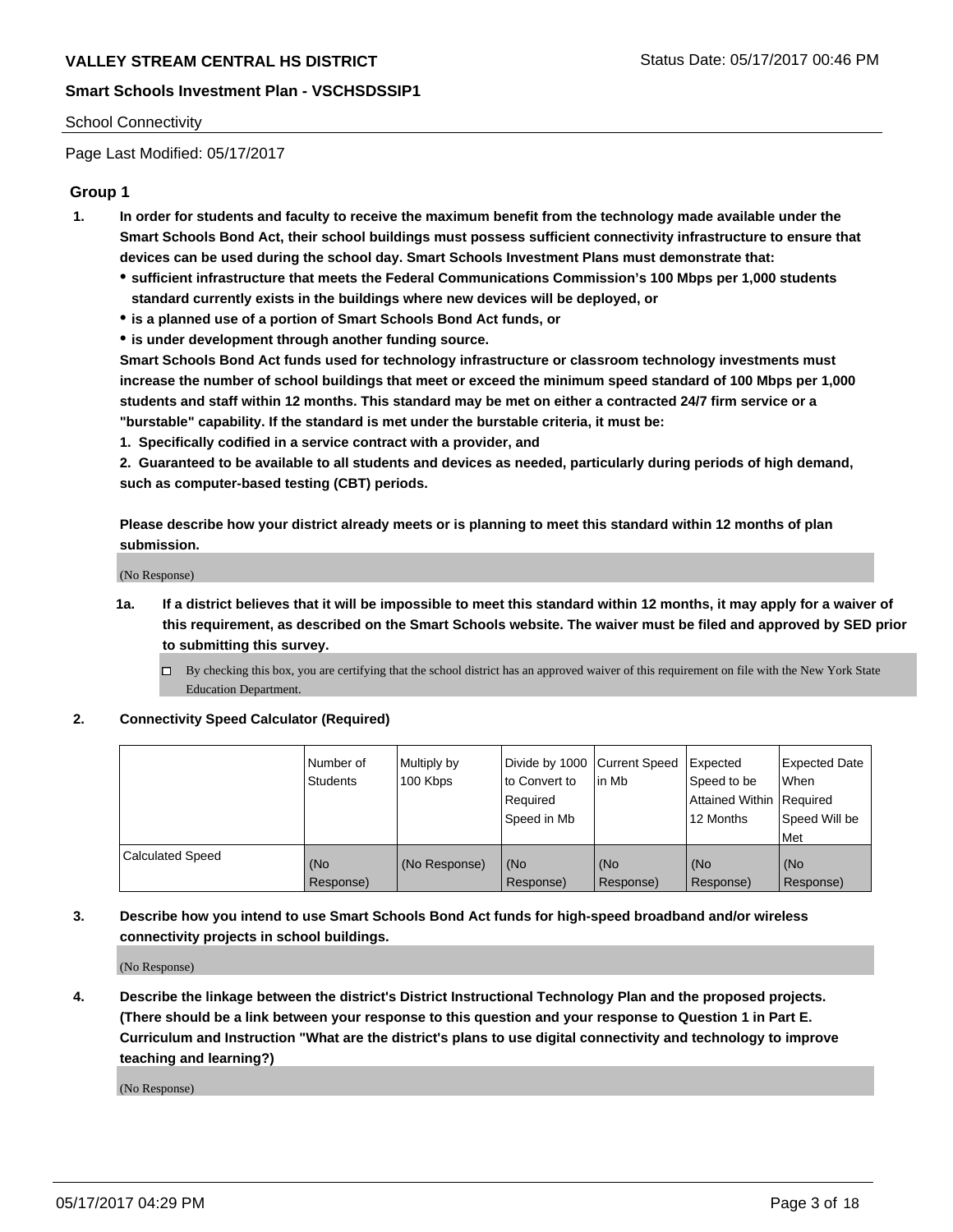School Connectivity

Page Last Modified: 05/17/2017

## Group 1

1. **In order for students and faculty to receive the maximum benefit from the technology made available under the Smart Schools Bond Act, their school buildings must possess sufficient connectivity infrastructure to ensure that devices can be used during the school day. Smart Schools Investment Plans must demonstrate that:**
   - **sufficient infrastructure that meets the Federal Communications Commission's 100 Mbps per 1,000 students standard currently exists in the buildings where new devices will be deployed, or**
   - **is a planned use of a portion of Smart Schools Bond Act funds, or**
   - **is under development through another funding source.**

   **Smart Schools Bond Act funds used for technology infrastructure or classroom technology investments must increase the number of school buildings that meet or exceed the minimum speed standard of 100 Mbps per 1,000 students and staff within 12 months. This standard may be met on either a contracted 24/7 firm service or a "burstable" capability. If the standard is met under the burstable criteria, it must be:**

   **1. Specifically codified in a service contract with a provider, and**

   **2. Guaranteed to be available to all students and devices as needed, particularly during periods of high demand, such as computer-based testing (CBT) periods.**

   **Please describe how your district already meets or is planning to meet this standard within 12 months of plan submission.**

   (No Response)

   1a. **If a district believes that it will be impossible to meet this standard within 12 months, it may apply for a waiver of this requirement, as described on the Smart Schools website. The waiver must be filed and approved by SED prior to submitting this survey.**

   ☐ By checking this box, you are certifying that the school district has an approved waiver of this requirement on file with the New York State Education Department.

2. **Connectivity Speed Calculator (Required)**

| | Number of Students | Multiply by 100 Kbps | Divide by 1000 to Convert to Required Speed in Mb | Current Speed in Mb | Expected Speed to be Attained Within 12 Months | Expected Date When Required Speed Will be Met |
|---|---|---|---|---|---|---|
| Calculated Speed | (No Response) | (No Response) | (No Response) | (No Response) | (No Response) | (No Response) |

3. **Describe how you intend to use Smart Schools Bond Act funds for high-speed broadband and/or wireless connectivity projects in school buildings.**

   (No Response)

4. **Describe the linkage between the district's District Instructional Technology Plan and the proposed projects. (There should be a link between your response to this question and your response to Question 1 in Part E. Curriculum and Instruction "What are the district's plans to use digital connectivity and technology to improve teaching and learning?)**

   (No Response)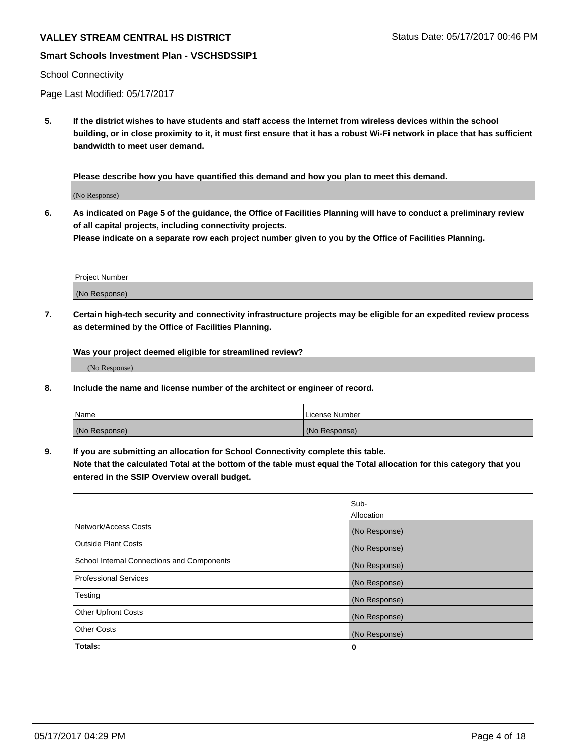School Connectivity

Page Last Modified: 05/17/2017

**5. If the district wishes to have students and staff access the Internet from wireless devices within the school building, or in close proximity to it, it must first ensure that it has a robust Wi-Fi network in place that has sufficient bandwidth to meet user demand.**

**Please describe how you have quantified this demand and how you plan to meet this demand.**

(No Response)

**6. As indicated on Page 5 of the guidance, the Office of Facilities Planning will have to conduct a preliminary review of all capital projects, including connectivity projects.**
**Please indicate on a separate row each project number given to you by the Office of Facilities Planning.**

| Project Number |
| --- |
| (No Response) |

**7. Certain high-tech security and connectivity infrastructure projects may be eligible for an expedited review process as determined by the Office of Facilities Planning.**

**Was your project deemed eligible for streamlined review?**

(No Response)

**8. Include the name and license number of the architect or engineer of record.**

| Name | License Number |
| --- | --- |
| (No Response) | (No Response) |

**9. If you are submitting an allocation for School Connectivity complete this table.**
**Note that the calculated Total at the bottom of the table must equal the Total allocation for this category that you entered in the SSIP Overview overall budget.**

| | Sub-Allocation |
| --- | --- |
| Network/Access Costs | (No Response) |
| Outside Plant Costs | (No Response) |
| School Internal Connections and Components | (No Response) |
| Professional Services | (No Response) |
| Testing | (No Response) |
| Other Upfront Costs | (No Response) |
| Other Costs | (No Response) |
| **Totals:** | **0** |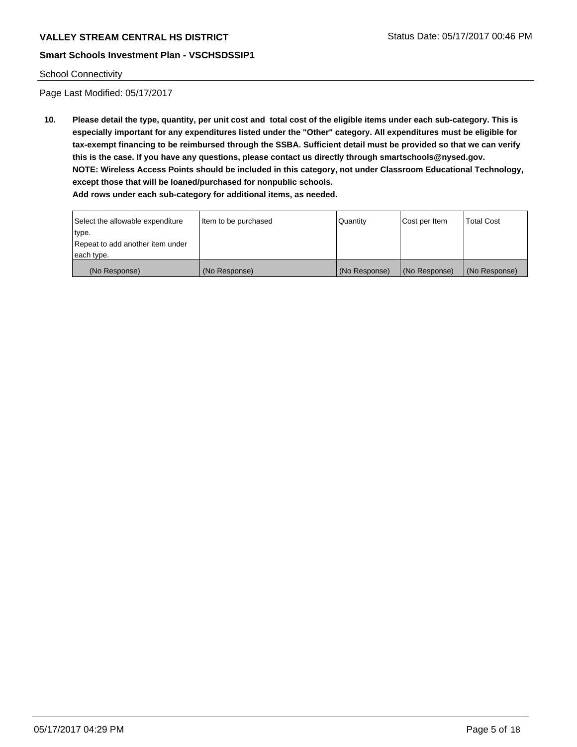School Connectivity

Page Last Modified: 05/17/2017

**10. Please detail the type, quantity, per unit cost and total cost of the eligible items under each sub-category. This is especially important for any expenditures listed under the "Other" category. All expenditures must be eligible for tax-exempt financing to be reimbursed through the SSBA. Sufficient detail must be provided so that we can verify this is the case. If you have any questions, please contact us directly through smartschools@nysed.gov.**
**NOTE: Wireless Access Points should be included in this category, not under Classroom Educational Technology, except those that will be loaned/purchased for nonpublic schools.**
**Add rows under each sub-category for additional items, as needed.**

| Select the allowable expenditure type. Repeat to add another item under each type. | Item to be purchased | Quantity | Cost per Item | Total Cost |
|---|---|---|---|---|
| (No Response) | (No Response) | (No Response) | (No Response) | (No Response) |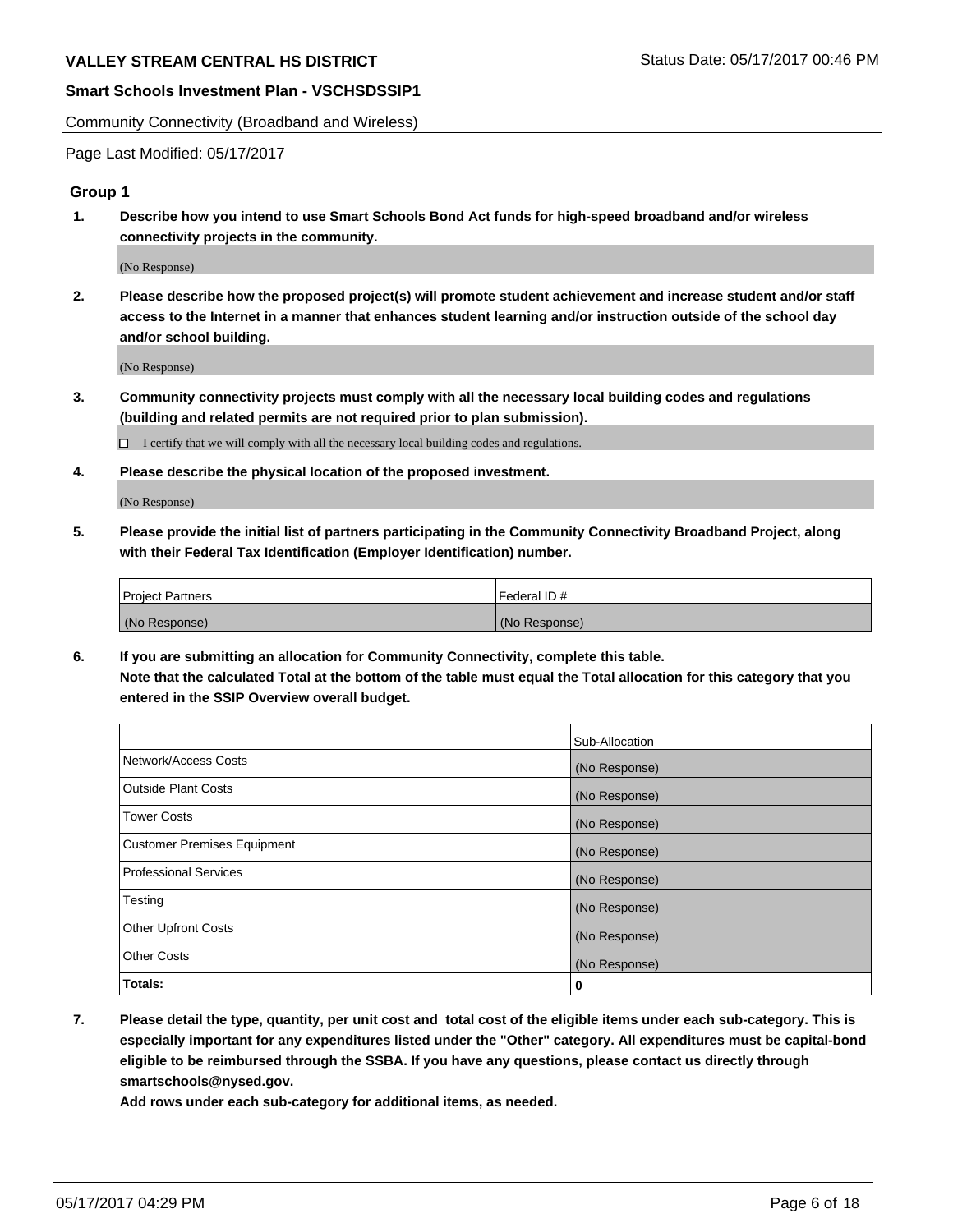**VALLEY STREAM CENTRAL HS DISTRICT** Status Date: 05/17/2017 00:46 PM

**Smart Schools Investment Plan - VSCHSDSSIP1**

Community Connectivity (Broadband and Wireless)

Page Last Modified: 05/17/2017

### Group 1

1. **Describe how you intend to use Smart Schools Bond Act funds for high-speed broadband and/or wireless connectivity projects in the community.**

   (No Response)

2. **Please describe how the proposed project(s) will promote student achievement and increase student and/or staff access to the Internet in a manner that enhances student learning and/or instruction outside of the school day and/or school building.**

   (No Response)

3. **Community connectivity projects must comply with all the necessary local building codes and regulations (building and related permits are not required prior to plan submission).**

   ☐ I certify that we will comply with all the necessary local building codes and regulations.

4. **Please describe the physical location of the proposed investment.**

   (No Response)

5. **Please provide the initial list of partners participating in the Community Connectivity Broadband Project, along with their Federal Tax Identification (Employer Identification) number.**

| Project Partners | Federal ID # |
| --- | --- |
| (No Response) | (No Response) |

6. **If you are submitting an allocation for Community Connectivity, complete this table.**
   **Note that the calculated Total at the bottom of the table must equal the Total allocation for this category that you entered in the SSIP Overview overall budget.**

| | Sub-Allocation |
| --- | --- |
| Network/Access Costs | (No Response) |
| Outside Plant Costs | (No Response) |
| Tower Costs | (No Response) |
| Customer Premises Equipment | (No Response) |
| Professional Services | (No Response) |
| Testing | (No Response) |
| Other Upfront Costs | (No Response) |
| Other Costs | (No Response) |
| **Totals:** | **0** |

7. **Please detail the type, quantity, per unit cost and total cost of the eligible items under each sub-category. This is especially important for any expenditures listed under the "Other" category. All expenditures must be capital-bond eligible to be reimbursed through the SSBA. If you have any questions, please contact us directly through smartschools@nysed.gov.**
   **Add rows under each sub-category for additional items, as needed.**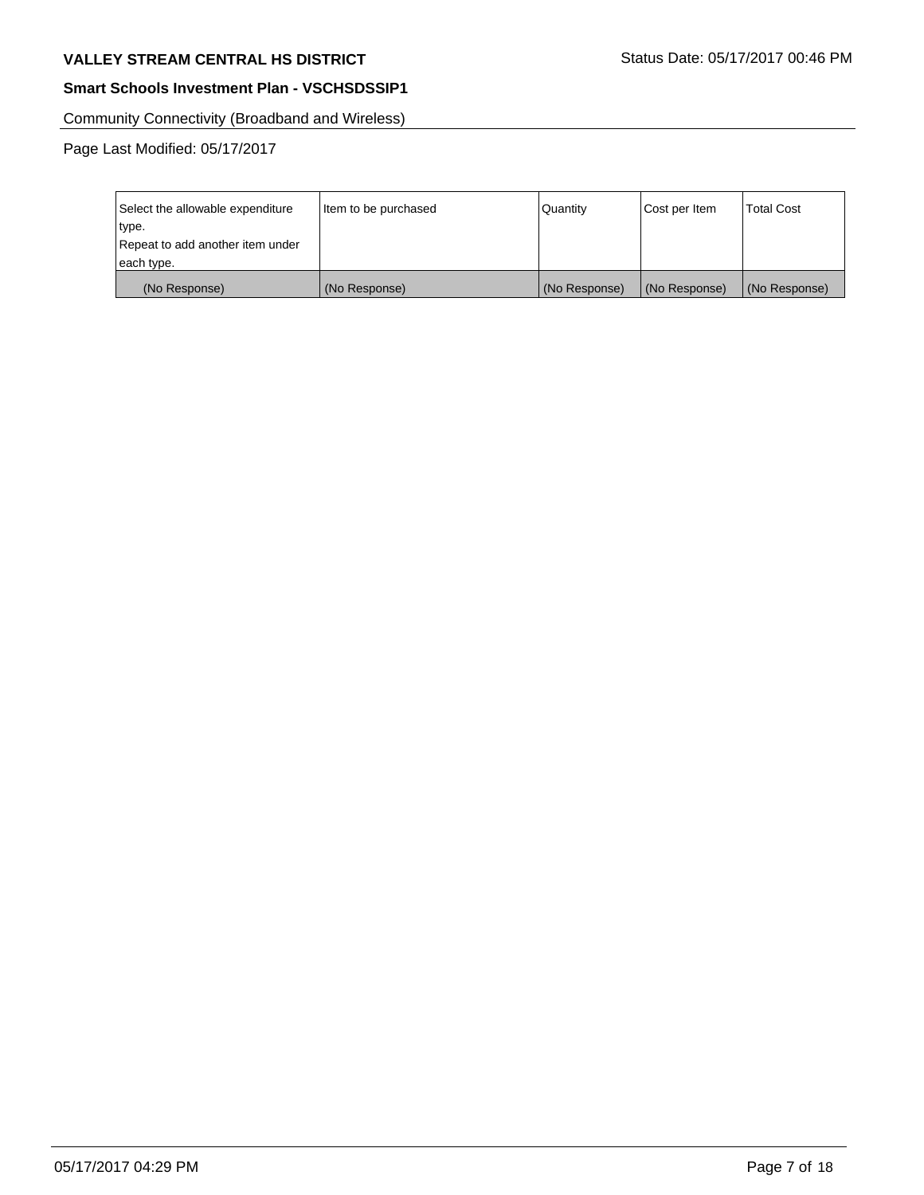Community Connectivity (Broadband and Wireless)

Page Last Modified: 05/17/2017

| Select the allowable expenditure type. Repeat to add another item under each type. | Item to be purchased | Quantity | Cost per Item | Total Cost |
|---|---|---|---|---|
| (No Response) | (No Response) | (No Response) | (No Response) | (No Response) |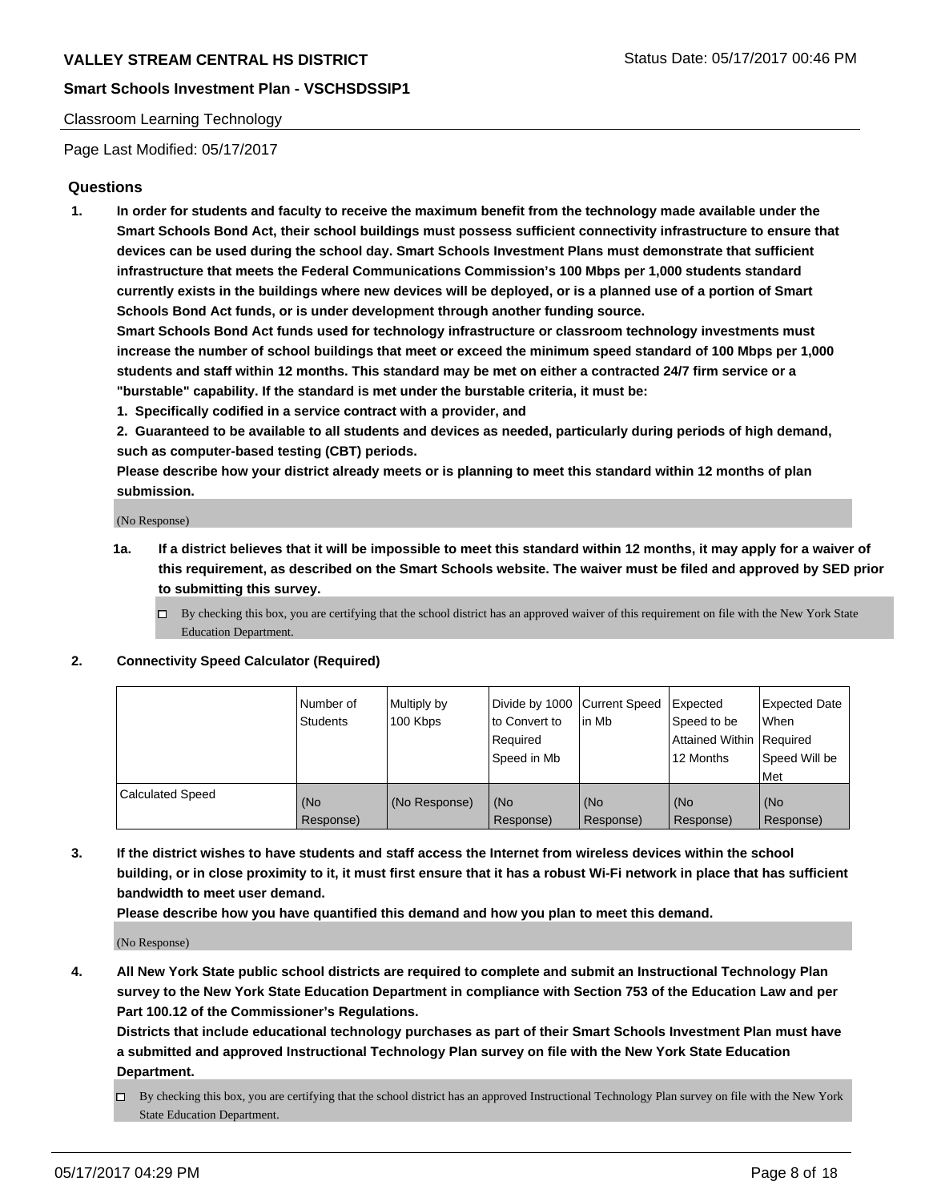Classroom Learning Technology

Page Last Modified: 05/17/2017

## Questions

1. **In order for students and faculty to receive the maximum benefit from the technology made available under the Smart Schools Bond Act, their school buildings must possess sufficient connectivity infrastructure to ensure that devices can be used during the school day. Smart Schools Investment Plans must demonstrate that sufficient infrastructure that meets the Federal Communications Commission's 100 Mbps per 1,000 students standard currently exists in the buildings where new devices will be deployed, or is a planned use of a portion of Smart Schools Bond Act funds, or is under development through another funding source.**

   **Smart Schools Bond Act funds used for technology infrastructure or classroom technology investments must increase the number of school buildings that meet or exceed the minimum speed standard of 100 Mbps per 1,000 students and staff within 12 months. This standard may be met on either a contracted 24/7 firm service or a "burstable" capability. If the standard is met under the burstable criteria, it must be:**

   **1. Specifically codified in a service contract with a provider, and**

   **2. Guaranteed to be available to all students and devices as needed, particularly during periods of high demand, such as computer-based testing (CBT) periods.**

   **Please describe how your district already meets or is planning to meet this standard within 12 months of plan submission.**

   (No Response)

   **1a. If a district believes that it will be impossible to meet this standard within 12 months, it may apply for a waiver of this requirement, as described on the Smart Schools website. The waiver must be filed and approved by SED prior to submitting this survey.**

   ☐ By checking this box, you are certifying that the school district has an approved waiver of this requirement on file with the New York State Education Department.

2. **Connectivity Speed Calculator (Required)**

| | Number of Students | Multiply by 100 Kbps | Divide by 1000 to Convert to Required Speed in Mb | Current Speed in Mb | Expected Speed to be Attained Within 12 Months | Expected Date When Required Speed Will be Met |
|---|---|---|---|---|---|---|
| Calculated Speed | (No Response) | (No Response) | (No Response) | (No Response) | (No Response) | (No Response) |

3. **If the district wishes to have students and staff access the Internet from wireless devices within the school building, or in close proximity to it, it must first ensure that it has a robust Wi-Fi network in place that has sufficient bandwidth to meet user demand.**

   **Please describe how you have quantified this demand and how you plan to meet this demand.**

   (No Response)

4. **All New York State public school districts are required to complete and submit an Instructional Technology Plan survey to the New York State Education Department in compliance with Section 753 of the Education Law and per Part 100.12 of the Commissioner's Regulations.**

   **Districts that include educational technology purchases as part of their Smart Schools Investment Plan must have a submitted and approved Instructional Technology Plan survey on file with the New York State Education Department.**

   ☐ By checking this box, you are certifying that the school district has an approved Instructional Technology Plan survey on file with the New York State Education Department.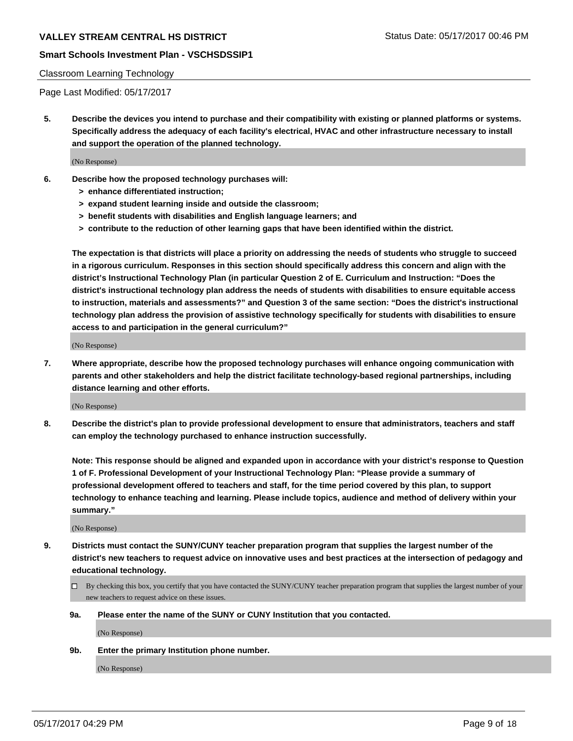Classroom Learning Technology

Page Last Modified: 05/17/2017

**5. Describe the devices you intend to purchase and their compatibility with existing or planned platforms or systems. Specifically address the adequacy of each facility's electrical, HVAC and other infrastructure necessary to install and support the operation of the planned technology.**

(No Response)

**6. Describe how the proposed technology purchases will:**

- **> enhance differentiated instruction;**
- **> expand student learning inside and outside the classroom;**
- **> benefit students with disabilities and English language learners; and**
- **> contribute to the reduction of other learning gaps that have been identified within the district.**

**The expectation is that districts will place a priority on addressing the needs of students who struggle to succeed in a rigorous curriculum. Responses in this section should specifically address this concern and align with the district's Instructional Technology Plan (in particular Question 2 of E. Curriculum and Instruction: "Does the district's instructional technology plan address the needs of students with disabilities to ensure equitable access to instruction, materials and assessments?" and Question 3 of the same section: "Does the district's instructional technology plan address the provision of assistive technology specifically for students with disabilities to ensure access to and participation in the general curriculum?"**

(No Response)

**7. Where appropriate, describe how the proposed technology purchases will enhance ongoing communication with parents and other stakeholders and help the district facilitate technology-based regional partnerships, including distance learning and other efforts.**

(No Response)

**8. Describe the district's plan to provide professional development to ensure that administrators, teachers and staff can employ the technology purchased to enhance instruction successfully.**

**Note: This response should be aligned and expanded upon in accordance with your district's response to Question 1 of F. Professional Development of your Instructional Technology Plan: "Please provide a summary of professional development offered to teachers and staff, for the time period covered by this plan, to support technology to enhance teaching and learning. Please include topics, audience and method of delivery within your summary."**

(No Response)

**9. Districts must contact the SUNY/CUNY teacher preparation program that supplies the largest number of the district's new teachers to request advice on innovative uses and best practices at the intersection of pedagogy and educational technology.**

☐ By checking this box, you certify that you have contacted the SUNY/CUNY teacher preparation program that supplies the largest number of your new teachers to request advice on these issues.

**9a. Please enter the name of the SUNY or CUNY Institution that you contacted.**

(No Response)

**9b. Enter the primary Institution phone number.**

(No Response)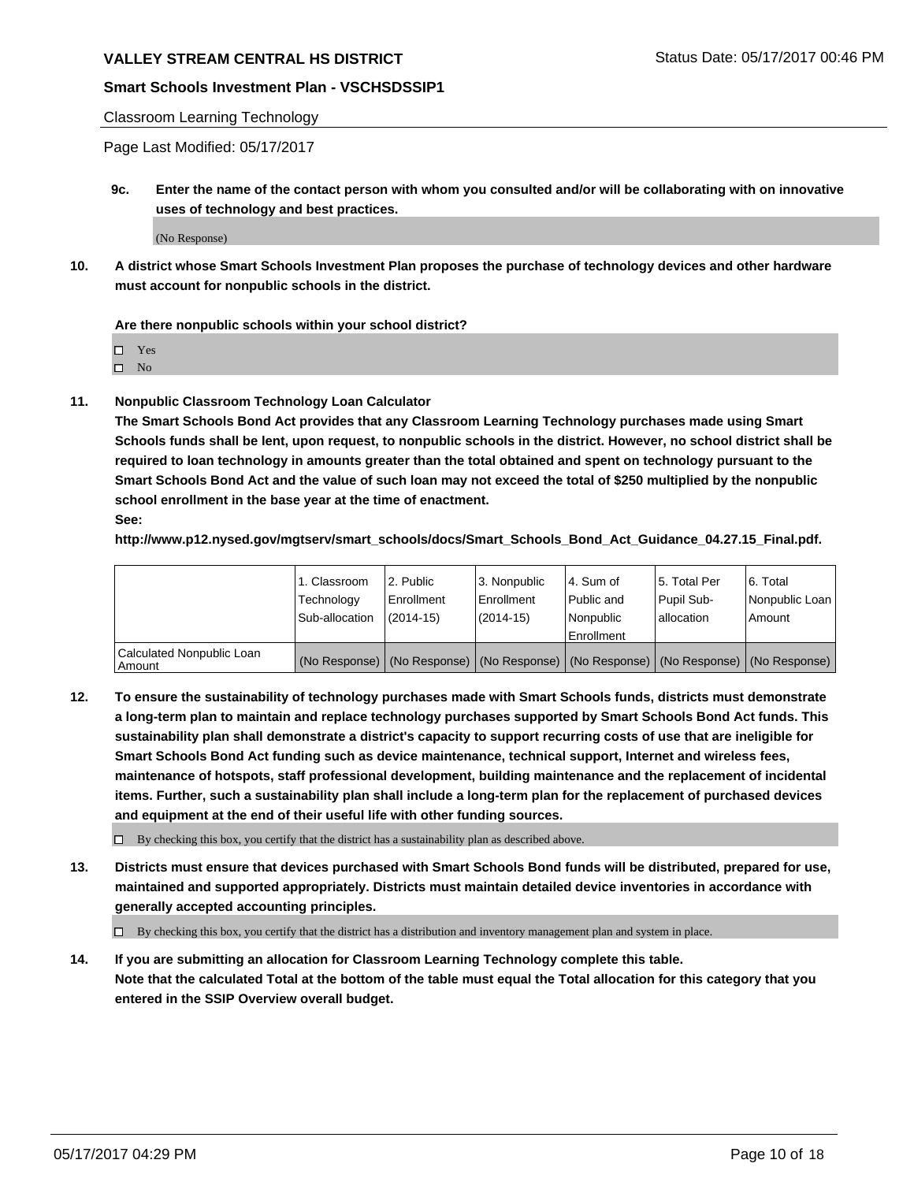**9c. Enter the name of the contact person with whom you consulted and/or will be collaborating with on innovative uses of technology and best practices.**

(No Response)

**10. A district whose Smart Schools Investment Plan proposes the purchase of technology devices and other hardware must account for nonpublic schools in the district.**

**Are there nonpublic schools within your school district?**

- ☐ Yes
- ☐ No

**11. Nonpublic Classroom Technology Loan Calculator**

**The Smart Schools Bond Act provides that any Classroom Learning Technology purchases made using Smart Schools funds shall be lent, upon request, to nonpublic schools in the district. However, no school district shall be required to loan technology in amounts greater than the total obtained and spent on technology pursuant to the Smart Schools Bond Act and the value of such loan may not exceed the total of $250 multiplied by the nonpublic school enrollment in the base year at the time of enactment.**

**See:**

**http://www.p12.nysed.gov/mgtserv/smart_schools/docs/Smart_Schools_Bond_Act_Guidance_04.27.15_Final.pdf.**

| | 1. Classroom Technology Sub-allocation | 2. Public Enrollment (2014-15) | 3. Nonpublic Enrollment (2014-15) | 4. Sum of Public and Nonpublic Enrollment | 5. Total Per Pupil Sub-allocation | 6. Total Nonpublic Loan Amount |
|---|---|---|---|---|---|---|
| Calculated Nonpublic Loan Amount | (No Response) | (No Response) | (No Response) | (No Response) | (No Response) | (No Response) |

**12. To ensure the sustainability of technology purchases made with Smart Schools funds, districts must demonstrate a long-term plan to maintain and replace technology purchases supported by Smart Schools Bond Act funds. This sustainability plan shall demonstrate a district's capacity to support recurring costs of use that are ineligible for Smart Schools Bond Act funding such as device maintenance, technical support, Internet and wireless fees, maintenance of hotspots, staff professional development, building maintenance and the replacement of incidental items. Further, such a sustainability plan shall include a long-term plan for the replacement of purchased devices and equipment at the end of their useful life with other funding sources.**

☐ By checking this box, you certify that the district has a sustainability plan as described above.

**13. Districts must ensure that devices purchased with Smart Schools Bond funds will be distributed, prepared for use, maintained and supported appropriately. Districts must maintain detailed device inventories in accordance with generally accepted accounting principles.**

☐ By checking this box, you certify that the district has a distribution and inventory management plan and system in place.

**14. If you are submitting an allocation for Classroom Learning Technology complete this table. Note that the calculated Total at the bottom of the table must equal the Total allocation for this category that you entered in the SSIP Overview overall budget.**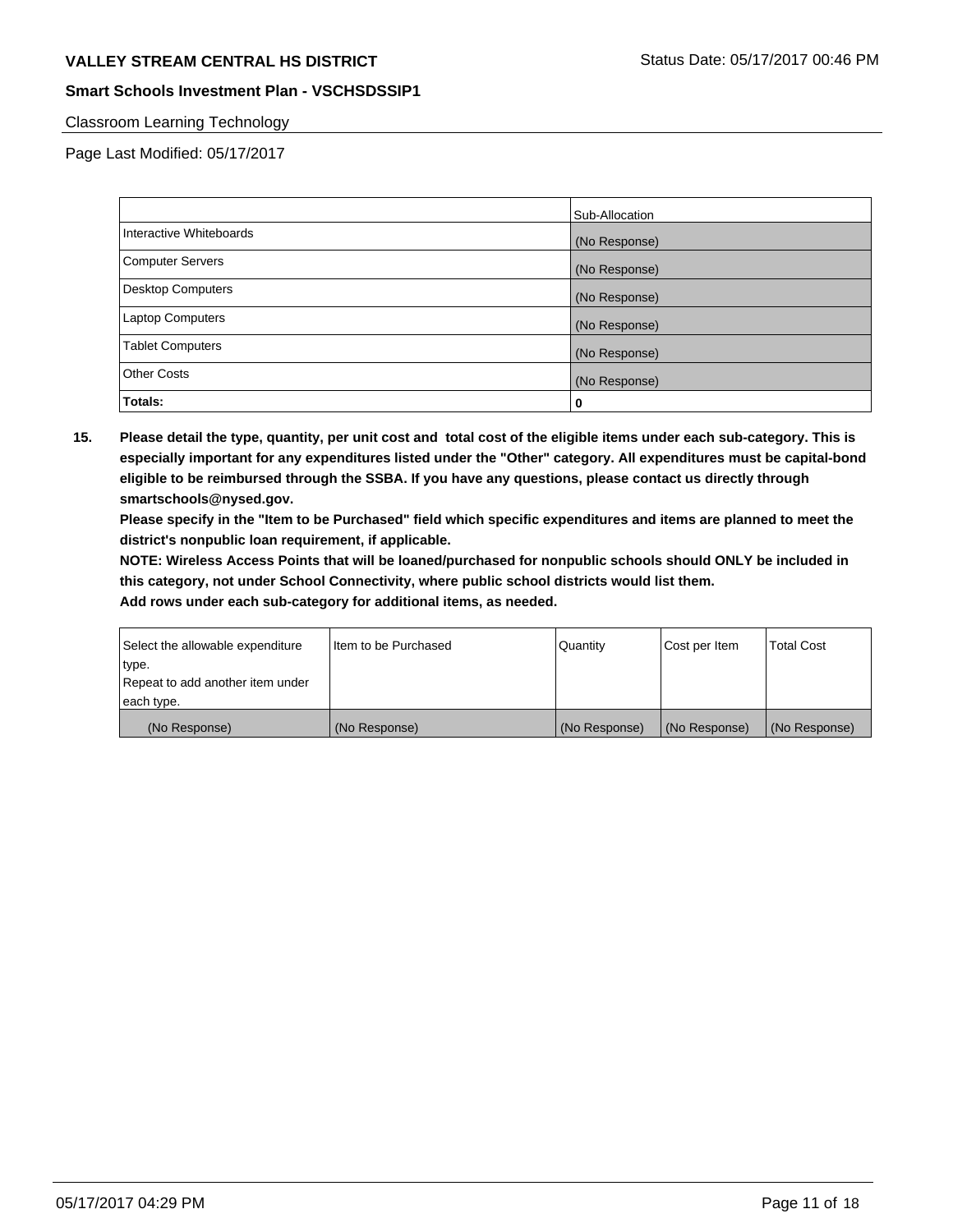Classroom Learning Technology

Page Last Modified: 05/17/2017

| | Sub-Allocation |
|---|---|
| Interactive Whiteboards | (No Response) |
| Computer Servers | (No Response) |
| Desktop Computers | (No Response) |
| Laptop Computers | (No Response) |
| Tablet Computers | (No Response) |
| Other Costs | (No Response) |
| **Totals:** | **0** |

**15. Please detail the type, quantity, per unit cost and total cost of the eligible items under each sub-category. This is especially important for any expenditures listed under the "Other" category. All expenditures must be capital-bond eligible to be reimbursed through the SSBA. If you have any questions, please contact us directly through smartschools@nysed.gov.**

**Please specify in the "Item to be Purchased" field which specific expenditures and items are planned to meet the district's nonpublic loan requirement, if applicable.**

**NOTE: Wireless Access Points that will be loaned/purchased for nonpublic schools should ONLY be included in this category, not under School Connectivity, where public school districts would list them.**

**Add rows under each sub-category for additional items, as needed.**

| Select the allowable expenditure type. Repeat to add another item under each type. | Item to be Purchased | Quantity | Cost per Item | Total Cost |
|---|---|---|---|---|
| (No Response) | (No Response) | (No Response) | (No Response) | (No Response) |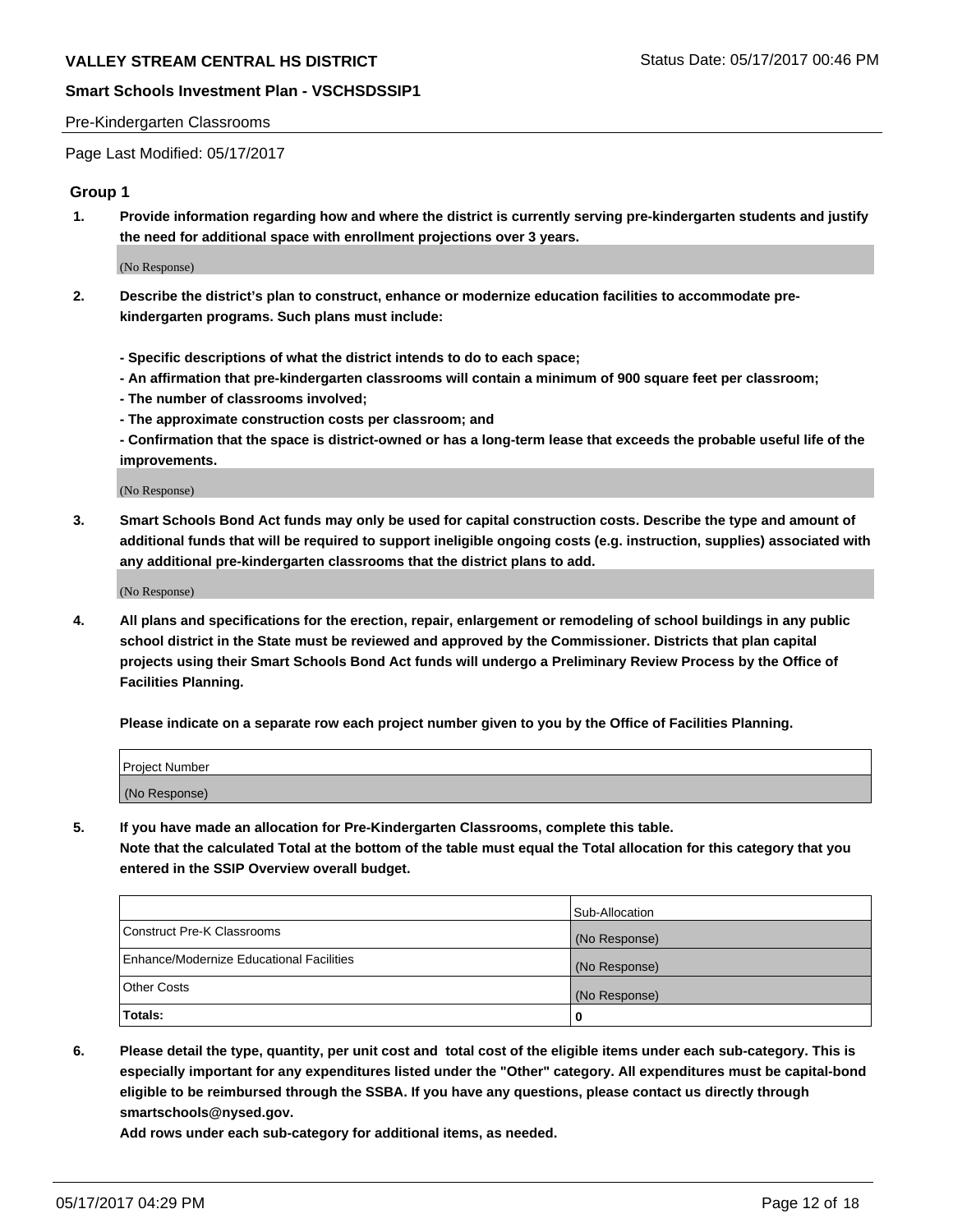Pre-Kindergarten Classrooms

Page Last Modified: 05/17/2017

## Group 1

**1. Provide information regarding how and where the district is currently serving pre-kindergarten students and justify the need for additional space with enrollment projections over 3 years.**

(No Response)

**2. Describe the district's plan to construct, enhance or modernize education facilities to accommodate pre-kindergarten programs. Such plans must include:**

**- Specific descriptions of what the district intends to do to each space;**
**- An affirmation that pre-kindergarten classrooms will contain a minimum of 900 square feet per classroom;**
**- The number of classrooms involved;**
**- The approximate construction costs per classroom; and**
**- Confirmation that the space is district-owned or has a long-term lease that exceeds the probable useful life of the improvements.**

(No Response)

**3. Smart Schools Bond Act funds may only be used for capital construction costs. Describe the type and amount of additional funds that will be required to support ineligible ongoing costs (e.g. instruction, supplies) associated with any additional pre-kindergarten classrooms that the district plans to add.**

(No Response)

**4. All plans and specifications for the erection, repair, enlargement or remodeling of school buildings in any public school district in the State must be reviewed and approved by the Commissioner. Districts that plan capital projects using their Smart Schools Bond Act funds will undergo a Preliminary Review Process by the Office of Facilities Planning.**

**Please indicate on a separate row each project number given to you by the Office of Facilities Planning.**

| Project Number |
|---|
| (No Response) |

**5. If you have made an allocation for Pre-Kindergarten Classrooms, complete this table.**
**Note that the calculated Total at the bottom of the table must equal the Total allocation for this category that you entered in the SSIP Overview overall budget.**

| | Sub-Allocation |
|---|---|
| Construct Pre-K Classrooms | (No Response) |
| Enhance/Modernize Educational Facilities | (No Response) |
| Other Costs | (No Response) |
| **Totals:** | **0** |

**6. Please detail the type, quantity, per unit cost and total cost of the eligible items under each sub-category. This is especially important for any expenditures listed under the "Other" category. All expenditures must be capital-bond eligible to be reimbursed through the SSBA. If you have any questions, please contact us directly through smartschools@nysed.gov.**

**Add rows under each sub-category for additional items, as needed.**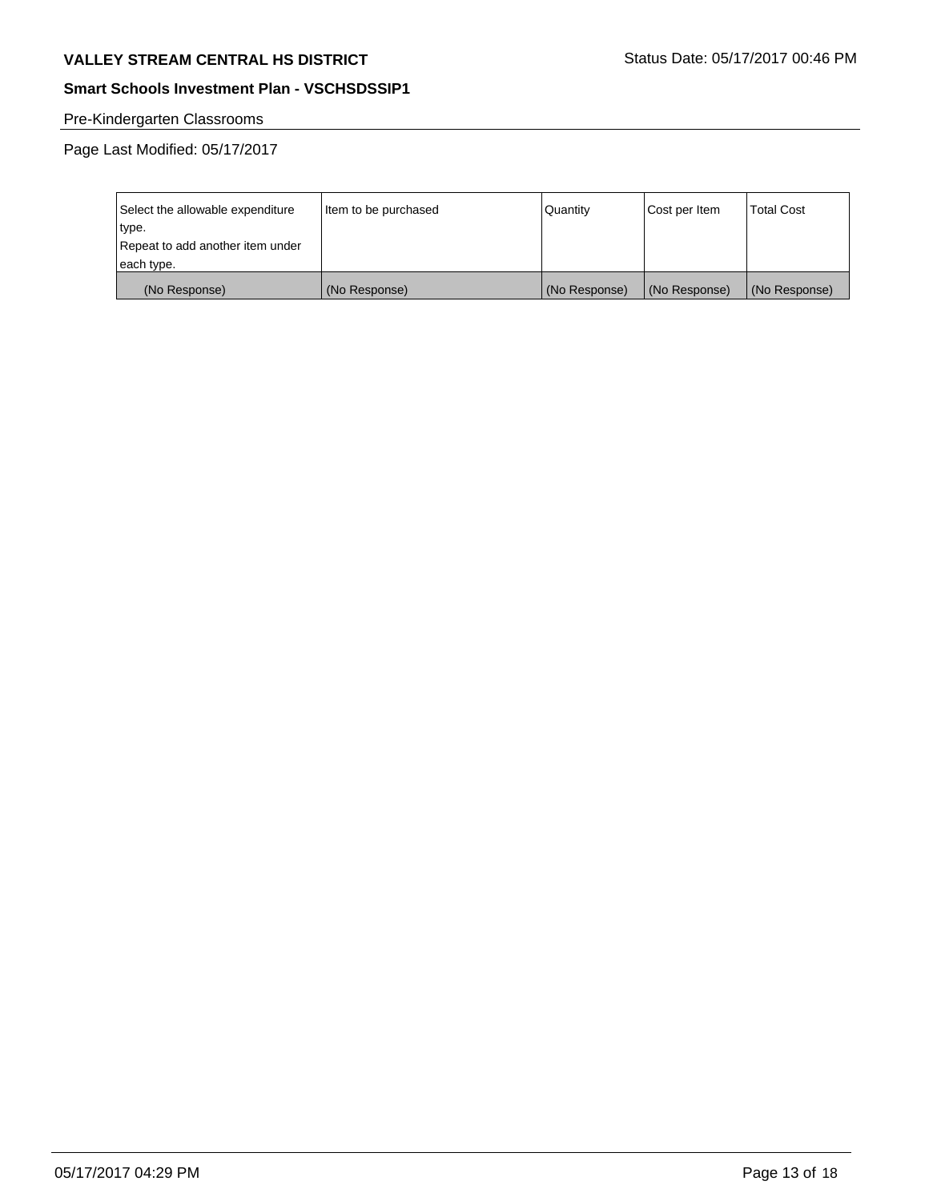Pre-Kindergarten Classrooms

Page Last Modified: 05/17/2017

| Select the allowable expenditure type.<br>Repeat to add another item under each type. | Item to be purchased | Quantity | Cost per Item | Total Cost |
| --- | --- | --- | --- | --- |
| (No Response) | (No Response) | (No Response) | (No Response) | (No Response) |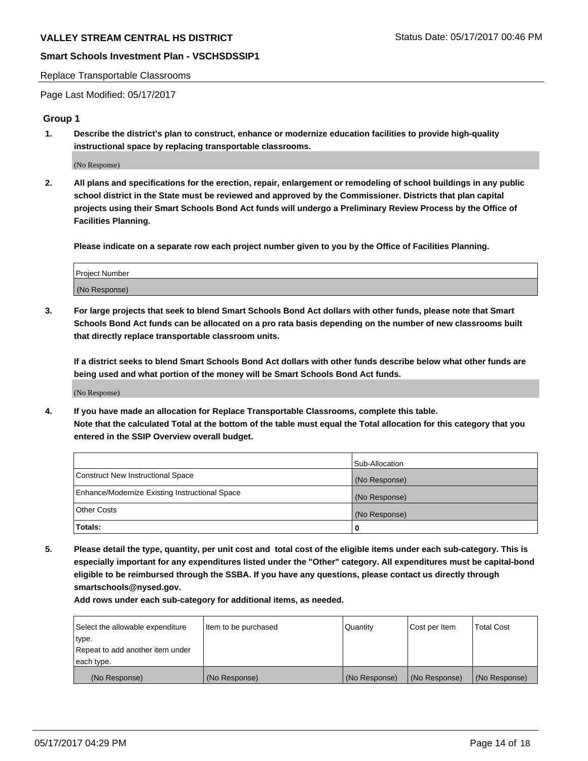Replace Transportable Classrooms

Page Last Modified: 05/17/2017

## Group 1

**1. Describe the district's plan to construct, enhance or modernize education facilities to provide high-quality instructional space by replacing transportable classrooms.**

(No Response)

**2. All plans and specifications for the erection, repair, enlargement or remodeling of school buildings in any public school district in the State must be reviewed and approved by the Commissioner. Districts that plan capital projects using their Smart Schools Bond Act funds will undergo a Preliminary Review Process by the Office of Facilities Planning.**

**Please indicate on a separate row each project number given to you by the Office of Facilities Planning.**

| Project Number |
|---|
| (No Response) |

**3. For large projects that seek to blend Smart Schools Bond Act dollars with other funds, please note that Smart Schools Bond Act funds can be allocated on a pro rata basis depending on the number of new classrooms built that directly replace transportable classroom units.**

**If a district seeks to blend Smart Schools Bond Act dollars with other funds describe below what other funds are being used and what portion of the money will be Smart Schools Bond Act funds.**

(No Response)

**4. If you have made an allocation for Replace Transportable Classrooms, complete this table. Note that the calculated Total at the bottom of the table must equal the Total allocation for this category that you entered in the SSIP Overview overall budget.**

| | Sub-Allocation |
|---|---|
| Construct New Instructional Space | (No Response) |
| Enhance/Modernize Existing Instructional Space | (No Response) |
| Other Costs | (No Response) |
| **Totals:** | **0** |

**5. Please detail the type, quantity, per unit cost and total cost of the eligible items under each sub-category. This is especially important for any expenditures listed under the "Other" category. All expenditures must be capital-bond eligible to be reimbursed through the SSBA. If you have any questions, please contact us directly through smartschools@nysed.gov.**

**Add rows under each sub-category for additional items, as needed.**

| Select the allowable expenditure type. Repeat to add another item under each type. | Item to be purchased | Quantity | Cost per Item | Total Cost |
|---|---|---|---|---|
| (No Response) | (No Response) | (No Response) | (No Response) | (No Response) |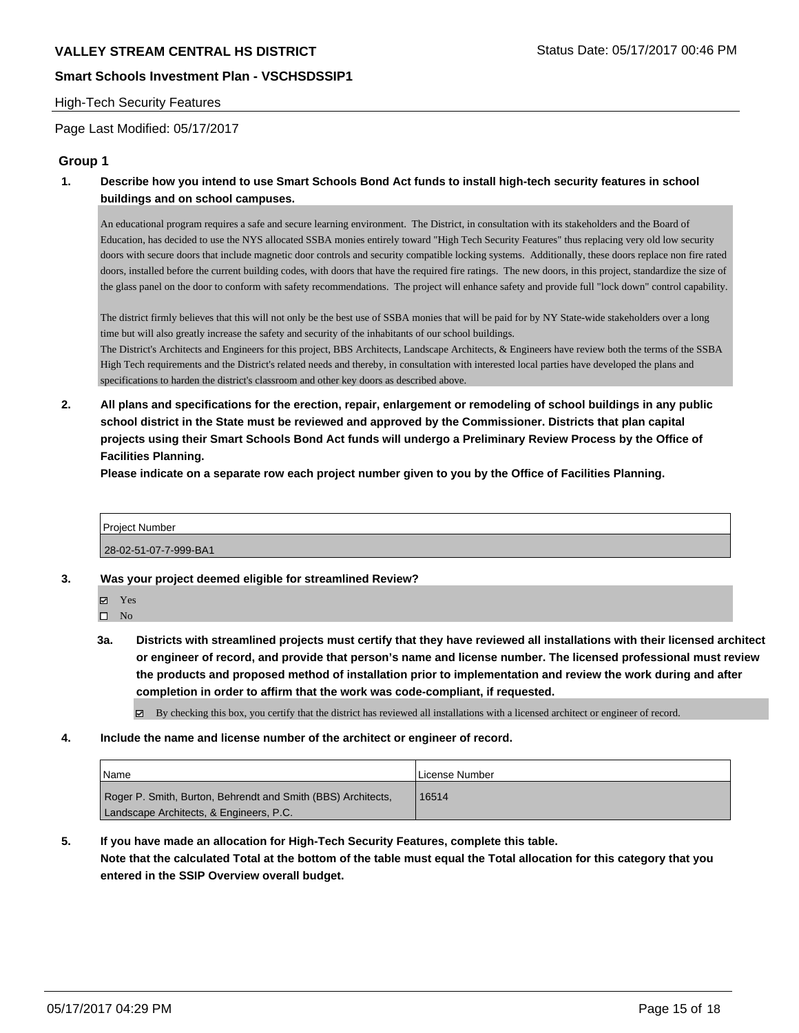## High-Tech Security Features

Page Last Modified: 05/17/2017

### Group 1

**1. Describe how you intend to use Smart Schools Bond Act funds to install high-tech security features in school buildings and on school campuses.**

An educational program requires a safe and secure learning environment. The District, in consultation with its stakeholders and the Board of Education, has decided to use the NYS allocated SSBA monies entirely toward "High Tech Security Features" thus replacing very old low security doors with secure doors that include magnetic door controls and security compatible locking systems. Additionally, these doors replace non fire rated doors, installed before the current building codes, with doors that have the required fire ratings. The new doors, in this project, standardize the size of the glass panel on the door to conform with safety recommendations. The project will enhance safety and provide full "lock down" control capability.

The district firmly believes that this will not only be the best use of SSBA monies that will be paid for by NY State-wide stakeholders over a long time but will also greatly increase the safety and security of the inhabitants of our school buildings.
The District's Architects and Engineers for this project, BBS Architects, Landscape Architects, & Engineers have review both the terms of the SSBA High Tech requirements and the District's related needs and thereby, in consultation with interested local parties have developed the plans and specifications to harden the district's classroom and other key doors as described above.

**2. All plans and specifications for the erection, repair, enlargement or remodeling of school buildings in any public school district in the State must be reviewed and approved by the Commissioner. Districts that plan capital projects using their Smart Schools Bond Act funds will undergo a Preliminary Review Process by the Office of Facilities Planning.**

**Please indicate on a separate row each project number given to you by the Office of Facilities Planning.**

| Project Number |
|---|
| 28-02-51-07-7-999-BA1 |

**3. Was your project deemed eligible for streamlined Review?**

- ☑ Yes
- ☐ No

**3a. Districts with streamlined projects must certify that they have reviewed all installations with their licensed architect or engineer of record, and provide that person's name and license number. The licensed professional must review the products and proposed method of installation prior to implementation and review the work during and after completion in order to affirm that the work was code-compliant, if requested.**

- ☑ By checking this box, you certify that the district has reviewed all installations with a licensed architect or engineer of record.

**4. Include the name and license number of the architect or engineer of record.**

| Name | License Number |
|---|---|
| Roger P. Smith, Burton, Behrendt and Smith (BBS) Architects, Landscape Architects, & Engineers, P.C. | 16514 |

**5. If you have made an allocation for High-Tech Security Features, complete this table.**
**Note that the calculated Total at the bottom of the table must equal the Total allocation for this category that you entered in the SSIP Overview overall budget.**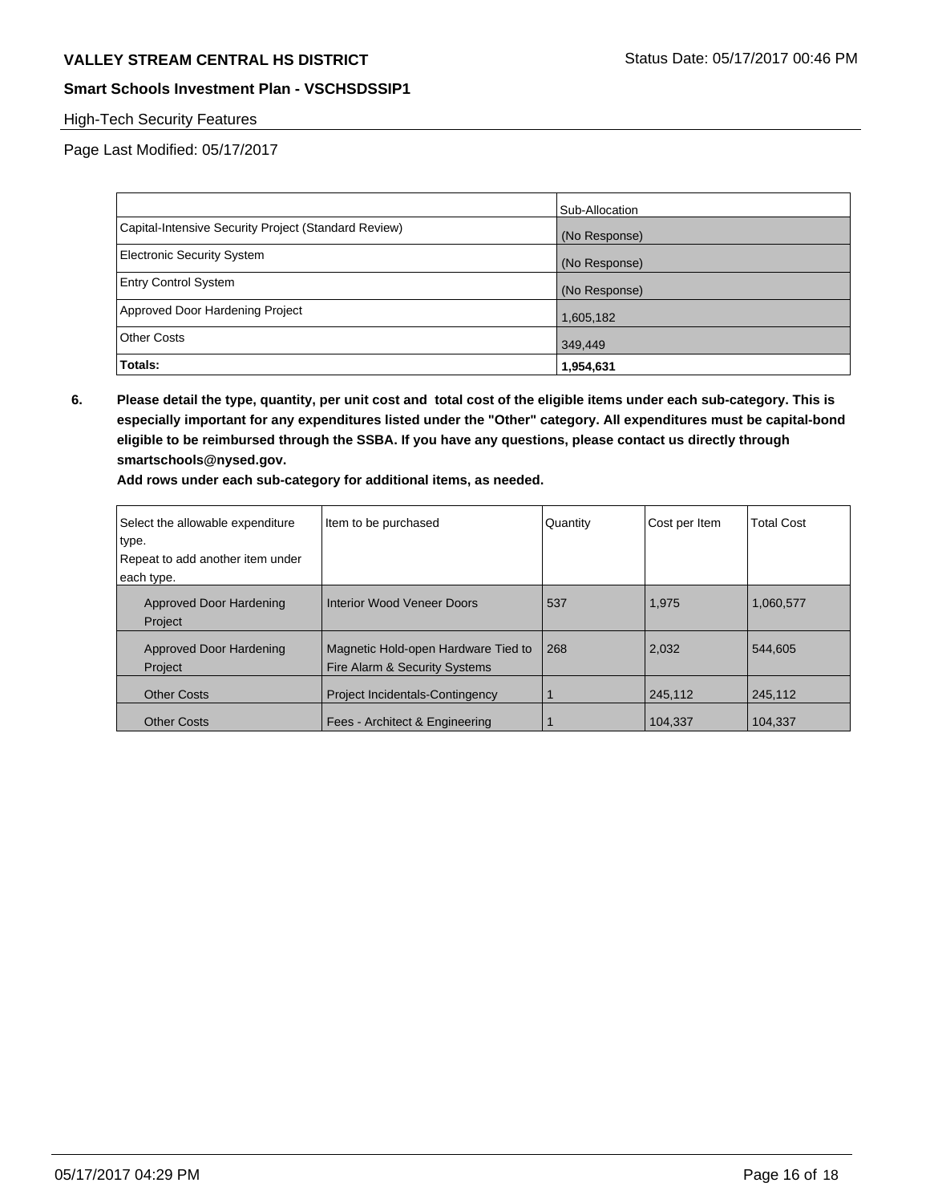High-Tech Security Features

Page Last Modified: 05/17/2017

| | Sub-Allocation |
|---|---|
| Capital-Intensive Security Project (Standard Review) | (No Response) |
| Electronic Security System | (No Response) |
| Entry Control System | (No Response) |
| Approved Door Hardening Project | 1,605,182 |
| Other Costs | 349,449 |
| **Totals:** | **1,954,631** |

**6. Please detail the type, quantity, per unit cost and total cost of the eligible items under each sub-category. This is especially important for any expenditures listed under the "Other" category. All expenditures must be capital-bond eligible to be reimbursed through the SSBA. If you have any questions, please contact us directly through smartschools@nysed.gov.**

**Add rows under each sub-category for additional items, as needed.**

| Select the allowable expenditure type. Repeat to add another item under each type. | Item to be purchased | Quantity | Cost per Item | Total Cost |
|---|---|---|---|---|
| Approved Door Hardening Project | Interior Wood Veneer Doors | 537 | 1,975 | 1,060,577 |
| Approved Door Hardening Project | Magnetic Hold-open Hardware Tied to Fire Alarm & Security Systems | 268 | 2,032 | 544,605 |
| Other Costs | Project Incidentals-Contingency | 1 | 245,112 | 245,112 |
| Other Costs | Fees - Architect & Engineering | 1 | 104,337 | 104,337 |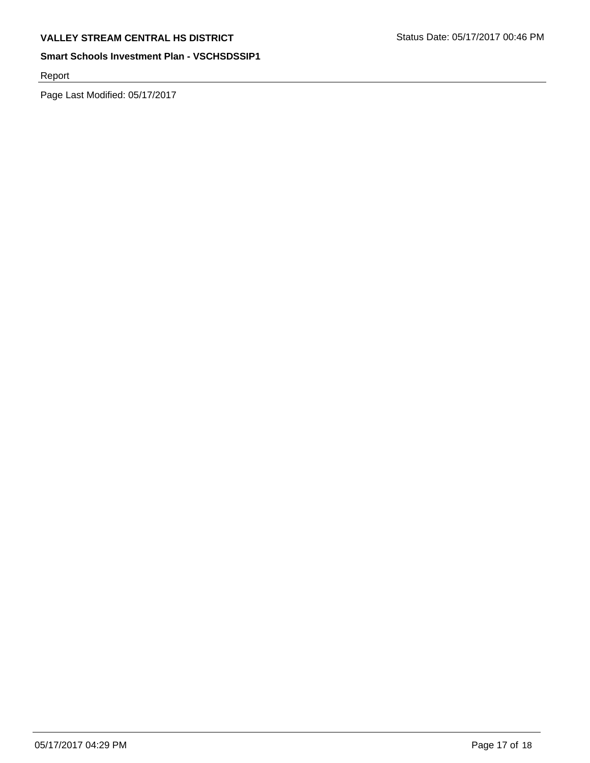Report

Page Last Modified: 05/17/2017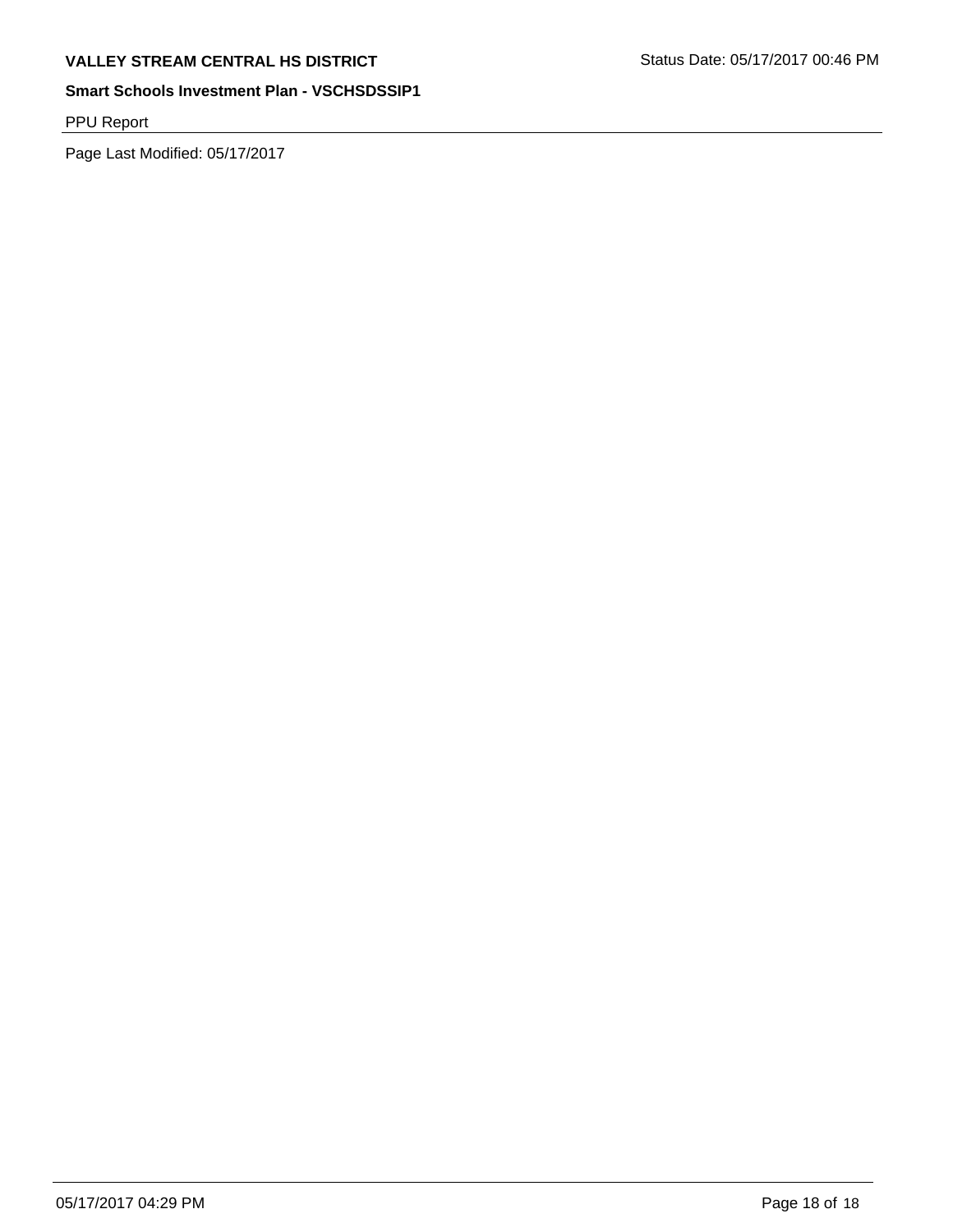Page Last Modified: 05/17/2017